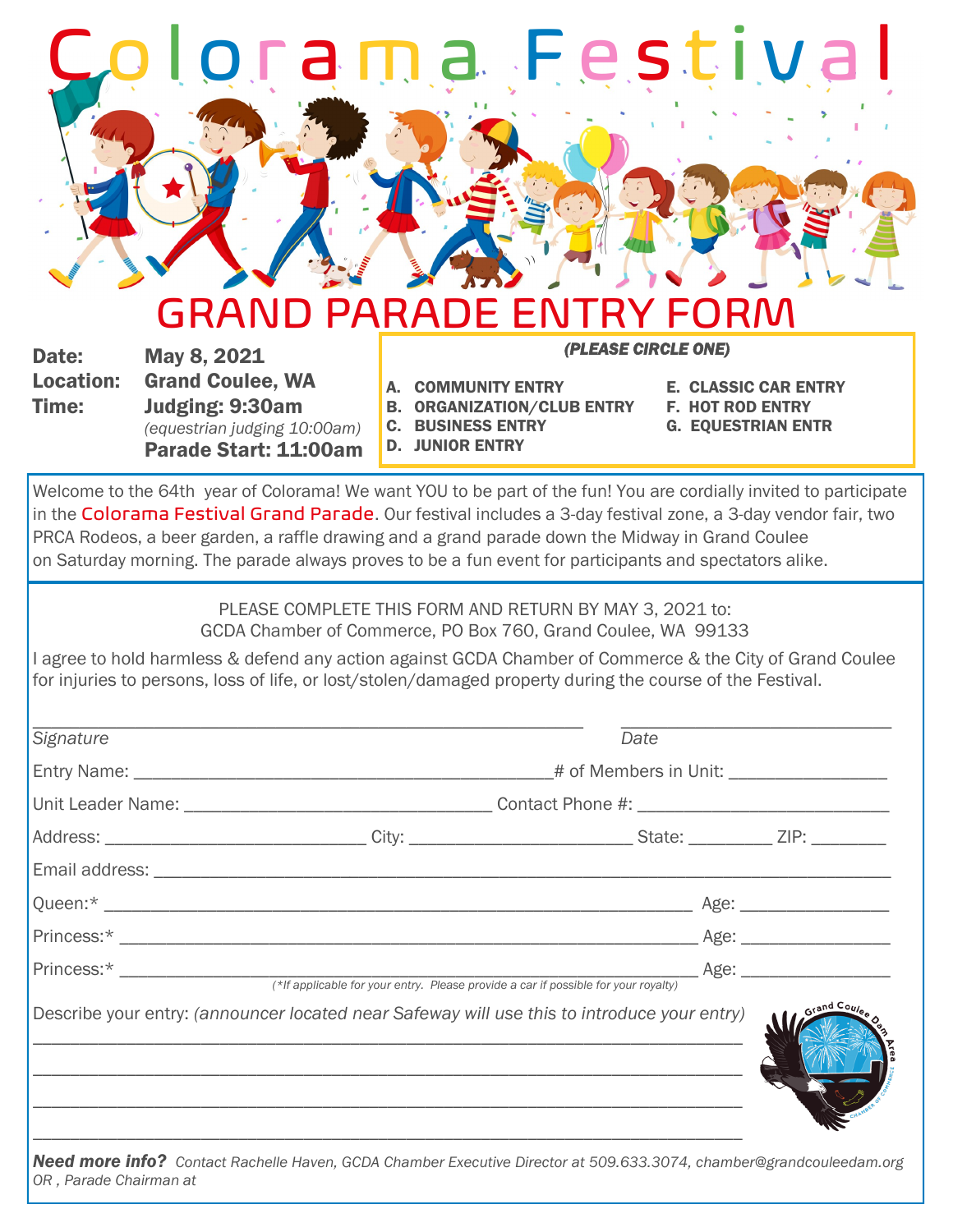# Colorama Festival

# GRAND PARADE ENTRY FORM

**Date:** **May 8, 2021**
**Location:** **Grand Coulee, WA**
**Time:** **Judging: 9:30am**
*(equestrian judging 10:00am)*
**Parade Start: 11:00am**

***(PLEASE CIRCLE ONE)***

**A. COMMUNITY ENTRY**
**B. ORGANIZATION/CLUB ENTRY**
**C. BUSINESS ENTRY**
**D. JUNIOR ENTRY**
**E. CLASSIC CAR ENTRY**
**F. HOT ROD ENTRY**
**G. EQUESTRIAN ENTR**

Welcome to the 64th year of Colorama! We want YOU to be part of the fun! You are cordially invited to participate in the Colorama Festival Grand Parade. Our festival includes a 3-day festival zone, a 3-day vendor fair, two PRCA Rodeos, a beer garden, a raffle drawing and a grand parade down the Midway in Grand Coulee on Saturday morning. The parade always proves to be a fun event for participants and spectators alike.

PLEASE COMPLETE THIS FORM AND RETURN BY MAY 3, 2021 to:
GCDA Chamber of Commerce, PO Box 760, Grand Coulee, WA 99133

I agree to hold harmless & defend any action against GCDA Chamber of Commerce & the City of Grand Coulee for injuries to persons, loss of life, or lost/stolen/damaged property during the course of the Festival.

_______________________________________________ _______________________
*Signature* *Date*

Entry Name: ___________________________________ # of Members in Unit: _____________

Unit Leader Name: __________________________ Contact Phone #: ____________________

Address: _______________________ City: __________________ State: _______ ZIP: ______

Email address: _____________________________________________________________

Queen:* _____________________________________________________ Age: ____________

Princess:* ___________________________________________________ Age: ____________

Princess:* ___________________________________________________ Age: ____________
*(*If applicable for your entry. Please provide a car if possible for your royalty)*

Describe your entry: *(announcer located near Safeway will use this to introduce your entry)*
_________________________________________________________________
_________________________________________________________________
_________________________________________________________________
_________________________________________________________________

***Need more info?*** *Contact Rachelle Haven, GCDA Chamber Executive Director at 509.633.3074, chamber@grandcouleedam.org OR , Parade Chairman at*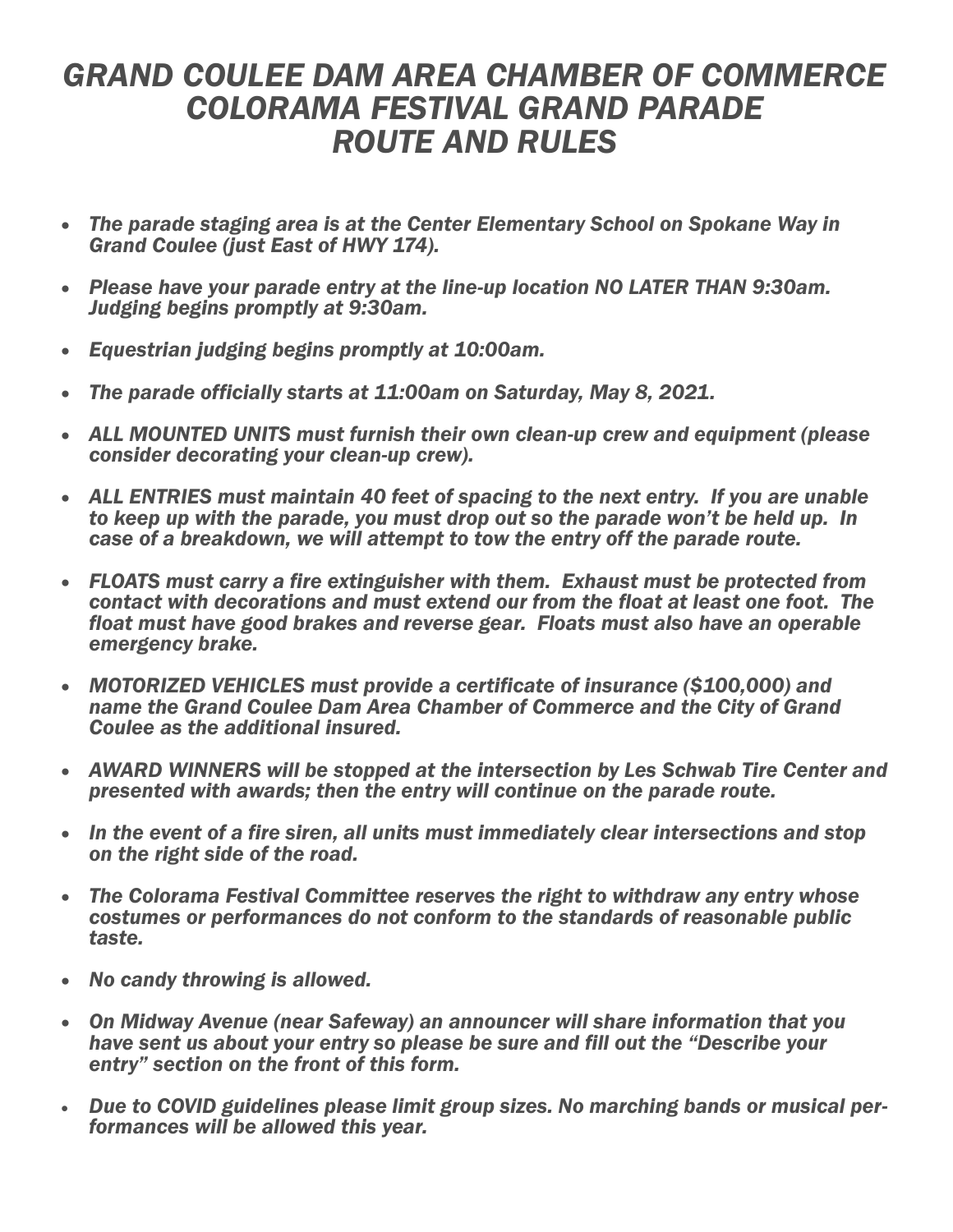# *GRAND COULEE DAM AREA CHAMBER OF COMMERCE COLORAMA FESTIVAL GRAND PARADE ROUTE AND RULES*

- *The parade staging area is at the Center Elementary School on Spokane Way in Grand Coulee (just East of HWY 174).*
- *Please have your parade entry at the line-up location NO LATER THAN 9:30am. Judging begins promptly at 9:30am.*
- *Equestrian judging begins promptly at 10:00am.*
- *The parade officially starts at 11:00am on Saturday, May 8, 2021.*
- *ALL MOUNTED UNITS must furnish their own clean-up crew and equipment (please consider decorating your clean-up crew).*
- *ALL ENTRIES must maintain 40 feet of spacing to the next entry. If you are unable to keep up with the parade, you must drop out so the parade won't be held up. In case of a breakdown, we will attempt to tow the entry off the parade route.*
- *FLOATS must carry a fire extinguisher with them. Exhaust must be protected from contact with decorations and must extend our from the float at least one foot. The float must have good brakes and reverse gear. Floats must also have an operable emergency brake.*
- *MOTORIZED VEHICLES must provide a certificate of insurance ($100,000) and name the Grand Coulee Dam Area Chamber of Commerce and the City of Grand Coulee as the additional insured.*
- *AWARD WINNERS will be stopped at the intersection by Les Schwab Tire Center and presented with awards; then the entry will continue on the parade route.*
- *In the event of a fire siren, all units must immediately clear intersections and stop on the right side of the road.*
- *The Colorama Festival Committee reserves the right to withdraw any entry whose costumes or performances do not conform to the standards of reasonable public taste.*
- *No candy throwing is allowed.*
- *On Midway Avenue (near Safeway) an announcer will share information that you have sent us about your entry so please be sure and fill out the "Describe your entry" section on the front of this form.*
- *Due to COVID guidelines please limit group sizes. No marching bands or musical performances will be allowed this year.*